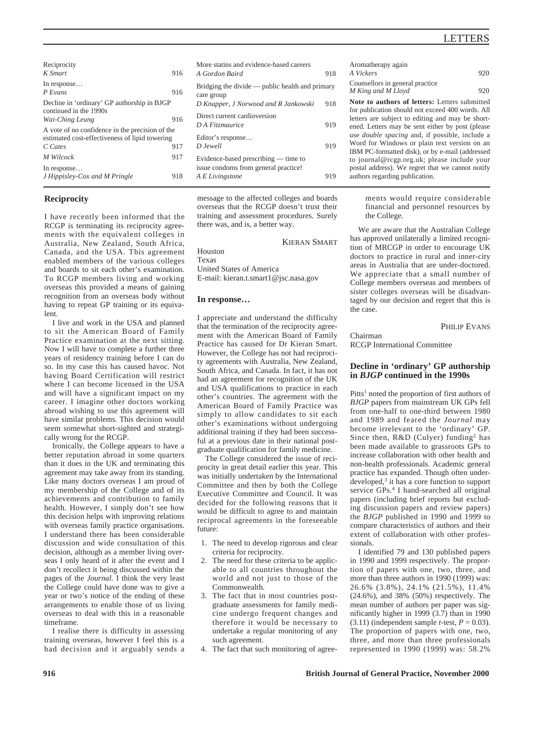# LETTERS

| | |
|---|---|
| Reciprocity *K Smart* | 916 |
| In response… *P Evans* | 916 |
| Decline in 'ordinary' GP authorship in BJGP continued in the 1990s *Wai-Ching Leung* | 916 |
| A vote of no confidence in the precision of the estimated cost-effectiveness of lipid towering *C Cates* | 917 |
| *M Wilcock* | 917 |
| In response… *J Hippisley-Cox and M Pringle* | 918 |
| More statins and evidence-based careers *A Gordon Baird* | 918 |
| Bridging the divide — public health and primary care group *D Knapper, J Norwood and R Jankowski* | 918 |
| Direct current cardioversion *D A Fitzmaurice* | 919 |
| Editor's response… *D Jewell* | 919 |
| Evidence-based prescribing — time to issue condoms from general practice! *A E Livingstone* | 919 |
| Aromatherapy again *A Vickers* | 920 |
| Counsellors in general practice *M King and M Lloyd* | 920 |

**Note to authors of letters:** Letters submitted for publication should not exceed 400 words. All letters are subject to editing and may be shortened. Letters may be sent either by post (please use *double spacing* and, if possible, include a Word for Windows or plain text version on an IBM PC-formatted disk), or by e-mail (addressed to journal@rcgp.org.uk; please include your postal address). We regret that we cannot notify authors regarding publication.

## Reciprocity

I have recently been informed that the RCGP is terminating its reciprocity agreements with the equivalent colleges in Australia, New Zealand, South Africa, Canada, and the USA. This agreement enabled members of the various colleges and boards to sit each other's examination. To RCGP members living and working overseas this provided a means of gaining recognition from an overseas body without having to repeat GP training or its equivalent.

I live and work in the USA and planned to sit the American Board of Family Practice examination at the next sitting. Now I will have to complete a further three years of residency training before I can do so. In my case this has caused havoc. Not having Board Certification will restrict where I can become licensed in the USA and will have a significant impact on my career. I imagine other doctors working abroad wishing to use this agreement will have similar problems. This decision would seem somewhat short-sighted and strategically wrong for the RCGP.

Ironically, the College appears to have a better reputation abroad in some quarters than it does in the UK and terminating this agreement may take away from its standing. Like many doctors overseas I am proud of my membership of the College and of its achievements and contribution to family health. However, I simply don't see how this decision helps with improving relations with overseas family practice organisations. I understand there has been considerable discussion and wide consultation of this decision, although as a member living overseas I only heard of it after the event and I don't recollect it being discussed within the pages of the *Journal*. I think the very least the College could have done was to give a year or two's notice of the ending of these arrangements to enable those of us living overseas to deal with this in a reasonable timeframe.

I realise there is difficulty in assessing training overseas, however I feel this is a bad decision and it arguably sends a message to the affected colleges and boards overseas that the RCGP doesn't trust their training and assessment procedures. Surely there was, and is, a better way.

KIERAN SMART

Houston
Texas
United States of America
E-mail: kieran.t.smart1@jsc.nasa.gov

## In response…

I appreciate and understand the difficulty that the termination of the reciprocity agreement with the American Board of Family Practice has caused for Dr Kieran Smart. However, the College has not had reciprocity agreements with Australia, New Zealand, South Africa, and Canada. In fact, it has not had an agreement for recognition of the UK and USA qualifications to practice in each other's countries. The agreement with the American Board of Family Practice was simply to allow candidates to sit each other's examinations without undergoing additional training if they had been successful at a previous date in their national postgraduate qualification for family medicine.

The College considered the issue of reciprocity in great detail earlier this year. This was initially undertaken by the International Committee and then by both the College Executive Committee and Council. It was decided for the following reasons that it would be difficult to agree to and maintain reciprocal agreements in the foreseeable future:

1. The need to develop rigorous and clear criteria for reciprocity.
2. The need for these criteria to be applicable to all countries throughout the world and not just to those of the Commonwealth.
3. The fact that in most countries postgraduate assessments for family medicine undergo frequent changes and therefore it would be necessary to undertake a regular monitoring of any such agreement.
4. The fact that such monitoring of agreements would require considerable financial and personnel resources by the College.

We are aware that the Australian College has approved unilaterally a limited recognition of MRCGP in order to encourage UK doctors to practice in rural and inner-city areas in Australia that are under-doctored. We appreciate that a small number of College members overseas and members of sister colleges overseas will be disadvantaged by our decision and regret that this is the case.

PHILIP EVANS

Chairman
RCGP International Committee

## Decline in 'ordinary' GP authorship in *BJGP* continued in the 1990s

Pitts[1] noted the proportion of first authors of *BJGP* papers from mainstream UK GPs fell from one-half to one-third between 1980 and 1989 and feared the *Journal* may become irrelevant to the 'ordinary' GP. Since then, R&D (Culyer) funding[2] has been made available to grassroots GPs to increase collaboration with other health and non-health professionals. Academic general practice has expanded. Though often underdeveloped,[3] it has a core function to support service GPs.[4] I hand-searched all original papers (including brief reports but excluding discussion papers and review papers) the *BJGP* published in 1990 and 1999 to compare characteristics of authors and their extent of collaboration with other professionals.

I identified 79 and 130 published papers in 1990 and 1999 respectively. The proportion of papers with one, two, three, and more than three authors in 1990 (1999) was: 26.6% (3.8%), 24.1% (21.5%), 11.4% (24.6%), and 38% (50%) respectively. The mean number of authors per paper was significantly higher in 1999 (3.7) than in 1990 (3.11) (independent sample *t*-test, $P = 0.03$). The proportion of papers with one, two, three, and more than three professionals represented in 1990 (1999) was: 58.2%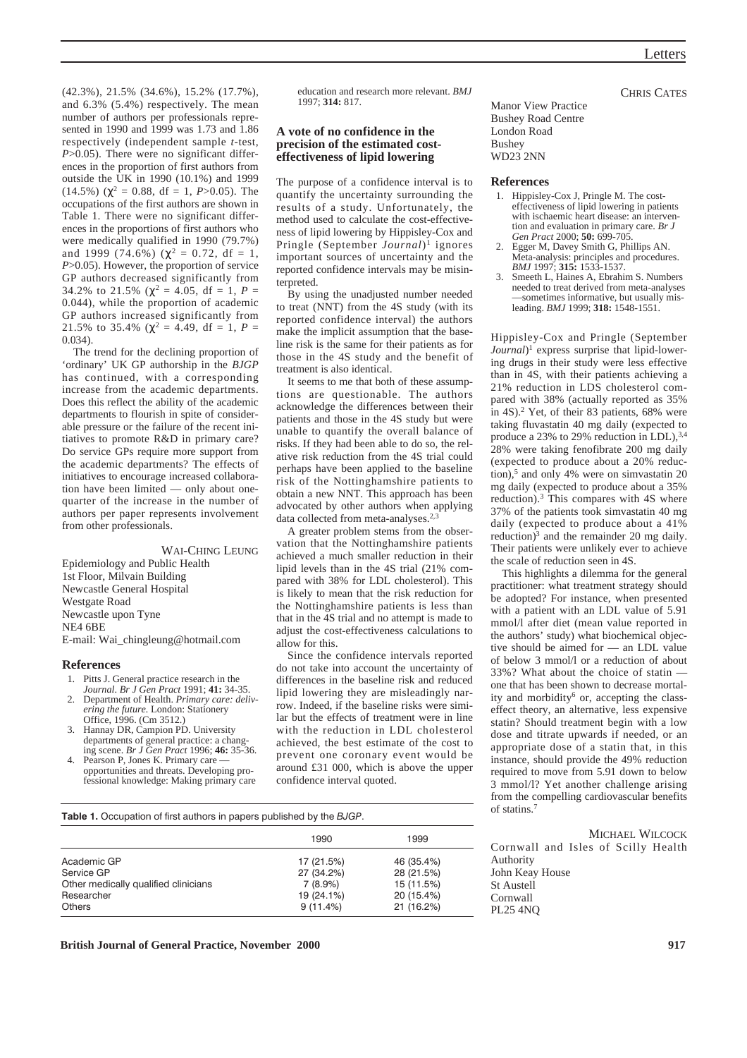(42.3%), 21.5% (34.6%), 15.2% (17.7%), and 6.3% (5.4%) respectively. The mean number of authors per professionals represented in 1990 and 1999 was 1.73 and 1.86 respectively (independent sample *t*-test, $P>0.05$). There were no significant differences in the proportion of first authors from outside the UK in 1990 (10.1%) and 1999 (14.5%) ($\chi^2 = 0.88$, df = 1, $P>0.05$). The occupations of the first authors are shown in Table 1. There were no significant differences in the proportions of first authors who were medically qualified in 1990 (79.7%) and 1999 (74.6%) ($\chi^2 = 0.72$, df = 1, $P>0.05$). However, the proportion of service GP authors decreased significantly from 34.2% to 21.5% ($\chi^2 = 4.05$, df = 1, $P = 0.044$), while the proportion of academic GP authors increased significantly from 21.5% to 35.4% ($\chi^2 = 4.49$, df = 1, $P = 0.034$).

The trend for the declining proportion of 'ordinary' UK GP authorship in the *BJGP* has continued, with a corresponding increase from the academic departments. Does this reflect the ability of the academic departments to flourish in spite of considerable pressure or the failure of the recent initiatives to promote R&D in primary care? Do service GPs require more support from the academic departments? The effects of initiatives to encourage increased collaboration have been limited — only about one-quarter of the increase in the number of authors per paper represents involvement from other professionals.

WAI-CHING LEUNG

Epidemiology and Public Health
1st Floor, Milvain Building
Newcastle General Hospital
Westgate Road
Newcastle upon Tyne
NE4 6BE
E-mail: Wai_chingleung@hotmail.com

### References

1. Pitts J. General practice research in the *Journal*. *Br J Gen Pract* 1991; **41:** 34-35.
2. Department of Health. *Primary care: delivering the future.* London: Stationery Office, 1996. (Cm 3512.)
3. Hannay DR, Campion PD. University departments of general practice: a changing scene. *Br J Gen Pract* 1996; **46:** 35-36.
4. Pearson P, Jones K. Primary care — opportunities and threats. Developing professional knowledge: Making primary care education and research more relevant. *BMJ* 1997; **314:** 817.

**Table 1.** Occupation of first authors in papers published by the *BJGP*.

| | 1990 | 1999 |
|---|---|---|
| Academic GP | 17 (21.5%) | 46 (35.4%) |
| Service GP | 27 (34.2%) | 28 (21.5%) |
| Other medically qualified clinicians | 7 (8.9%) | 15 (11.5%) |
| Researcher | 19 (24.1%) | 20 (15.4%) |
| Others | 9 (11.4%) | 21 (16.2%) |

## A vote of no confidence in the precision of the estimated cost-effectiveness of lipid lowering

The purpose of a confidence interval is to quantify the uncertainty surrounding the results of a study. Unfortunately, the method used to calculate the cost-effectiveness of lipid lowering by Hippisley-Cox and Pringle (September *Journal*)[1] ignores important sources of uncertainty and the reported confidence intervals may be misinterpreted.

By using the unadjusted number needed to treat (NNT) from the 4S study (with its reported confidence interval) the authors make the implicit assumption that the baseline risk is the same for their patients as for those in the 4S study and the benefit of treatment is also identical.

It seems to me that both of these assumptions are questionable. The authors acknowledge the differences between their patients and those in the 4S study but were unable to quantify the overall balance of risks. If they had been able to do so, the relative risk reduction from the 4S trial could perhaps have been applied to the baseline risk of the Nottinghamshire patients to obtain a new NNT. This approach has been advocated by other authors when applying data collected from meta-analyses.[2,3]

A greater problem stems from the observation that the Nottinghamshire patients achieved a much smaller reduction in their lipid levels than in the 4S trial (21% compared with 38% for LDL cholesterol). This is likely to mean that the risk reduction for the Nottinghamshire patients is less than that in the 4S trial and no attempt is made to adjust the cost-effectiveness calculations to allow for this.

Since the confidence intervals reported do not take into account the uncertainty of differences in the baseline risk and reduced lipid lowering they are misleadingly narrow. Indeed, if the baseline risks were similar but the effects of treatment were in line with the reduction in LDL cholesterol achieved, the best estimate of the cost to prevent one coronary event would be around £31 000, which is above the upper confidence interval quoted.

CHRIS CATES

Manor View Practice
Bushey Road Centre
London Road
Bushey
WD23 2NN

### References

1. Hippisley-Cox J, Pringle M. The cost-effectiveness of lipid lowering in patients with ischaemic heart disease: an intervention and evaluation in primary care. *Br J Gen Pract* 2000; **50:** 699-705.
2. Egger M, Davey Smith G, Phillips AN. Meta-analysis: principles and procedures. *BMJ* 1997; **315:** 1533-1537.
3. Smeeth L, Haines A, Ebrahim S. Numbers needed to treat derived from meta-analyses —sometimes informative, but usually misleading. *BMJ* 1999; **318:** 1548-1551.

Hippisley-Cox and Pringle (September *Journal*)[1] express surprise that lipid-lowering drugs in their study were less effective than in 4S, with their patients achieving a 21% reduction in LDS cholesterol compared with 38% (actually reported as 35% in 4S).[2] Yet, of their 83 patients, 68% were taking fluvastatin 40 mg daily (expected to produce a 23% to 29% reduction in LDL),[3,4] 28% were taking fenofibrate 200 mg daily (expected to produce about a 20% reduction),[5] and only 4% were on simvastatin 20 mg daily (expected to produce about a 35% reduction).[3] This compares with 4S where 37% of the patients took simvastatin 40 mg daily (expected to produce about a 41% reduction)[3] and the remainder 20 mg daily. Their patients were unlikely ever to achieve the scale of reduction seen in 4S.

This highlights a dilemma for the general practitioner: what treatment strategy should be adopted? For instance, when presented with a patient with an LDL value of 5.91 mmol/l after diet (mean value reported in the authors' study) what biochemical objective should be aimed for — an LDL value of below 3 mmol/l or a reduction of about 33%? What about the choice of statin — one that has been shown to decrease mortality and morbidity[6] or, accepting the class-effect theory, an alternative, less expensive statin? Should treatment begin with a low dose and titrate upwards if needed, or an appropriate dose of a statin that, in this instance, should provide the 49% reduction required to move from 5.91 down to below 3 mmol/l? Yet another challenge arising from the compelling cardiovascular benefits of statins.[7]

MICHAEL WILCOCK

Cornwall and Isles of Scilly Health Authority
John Keay House
St Austell
Cornwall
PL25 4NQ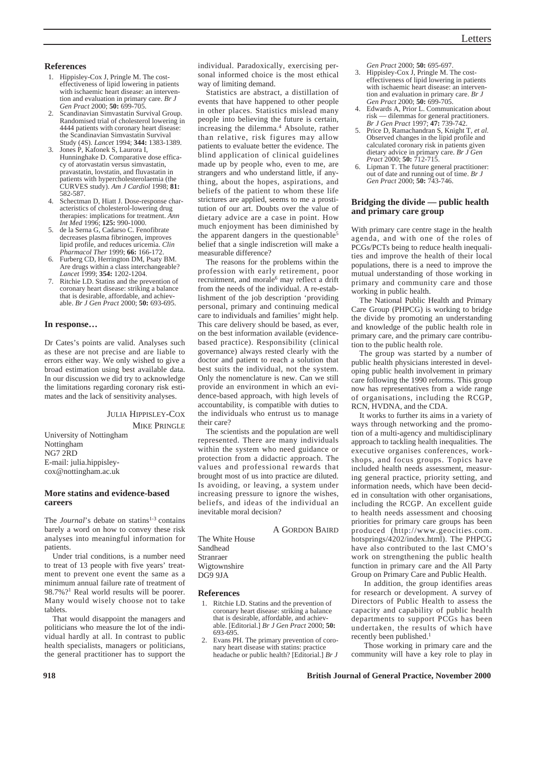## References

1. Hippisley-Cox J, Pringle M. The cost-effectiveness of lipid lowering in patients with ischaemic heart disease: an intervention and evaluation in primary care. *Br J Gen Pract* 2000; **50:** 699-705.
2. Scandinavian Simvastatin Survival Group. Randomised trial of cholesterol lowering in 4444 patients with coronary heart disease: the Scandinavian Simvastatin Survival Study (4S). *Lancet* 1994; **344:** 1383-1389.
3. Jones P, Kafonek S, Laurora I, Hunninghake D. Comparative dose efficacy of atorvastatin versus simvastatin, pravastatin, lovstatin, and fluvastatin in patients with hypercholesterolaemia (the CURVES study). *Am J Cardiol* 1998; **81:** 582-587.
4. Schectman D, Hiatt J. Dose-response characteristics of cholesterol-lowering drug therapies: implications for treatment. *Ann Int Med* 1996; **125:** 990-1000.
5. de la Serna G, Cadarso C. Fenofibrate decreases plasma fibrinogen, improves lipid profile, and reduces uricemia. *Clin Pharmacol Ther* 1999; **66:** 166-172.
6. Furberg CD, Herrington DM, Psaty BM. Are drugs within a class interchangeable? *Lancet* 1999; **354:** 1202-1204.
7. Ritchie LD. Statins and the prevention of coronary heart disease: striking a balance that is desirable, affordable, and achievable. *Br J Gen Pract* 2000; **50:** 693-695.

## In response…

Dr Cates's points are valid. Analyses such as these are not precise and are liable to errors either way. We only wished to give a broad estimation using best available data. In our discussion we did try to acknowledge the limitations regarding coronary risk estimates and the lack of sensitivity analyses.

JULIA HIPPISLEY-COX
MIKE PRINGLE

University of Nottingham
Nottingham
NG7 2RD
E-mail: julia.hippisley-cox@nottingham.ac.uk

## More statins and evidence-based careers

The *Journal*'s debate on statins[1-3] contains barely a word on how to convey these risk analyses into meaningful information for patients.

Under trial conditions, is a number need to treat of 13 people with five years' treatment to prevent one event the same as a minimum annual failure rate of treatment of 98.7%?[1] Real world results will be poorer. Many would wisely choose not to take tablets.

That would disappoint the managers and politicians who measure the lot of the individual hardly at all. In contrast to public health specialists, managers or politicians, the general practitioner has to support the individual. Paradoxically, exercising personal informed choice is the most ethical way of limiting demand.

Statistics are abstract, a distillation of events that have happened to other people in other places. Statistics mislead many people into believing the future is certain, increasing the dilemma.[4] Absolute, rather than relative, risk figures may allow patients to evaluate better the evidence. The blind application of clinical guidelines made up by people who, even to me, are strangers and who understand little, if anything, about the hopes, aspirations, and beliefs of the patient to whom these life strictures are applied, seems to me a prostitution of our art. Doubts over the value of dietary advice are a case in point. How much enjoyment has been diminished by the apparent dangers in the questionable[5] belief that a single indiscretion will make a measurable difference?

The reasons for the problems within the profession with early retirement, poor recruitment, and morale[6] may reflect a drift from the needs of the individual. A re-establishment of the job description 'providing personal, primary and continuing medical care to individuals and families' might help. This care delivery should be based, as ever, on the best information available (evidence-based practice). Responsibility (clinical governance) always rested clearly with the doctor and patient to reach a solution that best suits the individual, not the system. Only the nomenclature is new. Can we still provide an environment in which an evidence-based approach, with high levels of accountability, is compatible with duties to the individuals who entrust us to manage their care?

The scientists and the population are well represented. There are many individuals within the system who need guidance or protection from a didactic approach. The values and professional rewards that brought most of us into practice are diluted. Is avoiding, or leaving, a system under increasing pressure to ignore the wishes, beliefs, and ideas of the individual an inevitable moral decision?

A GORDON BAIRD

The White House
Sandhead
Stranraer
Wigtownshire
DG9 9JA

## References

1. Ritchie LD. Statins and the prevention of coronary heart disease: striking a balance that is desirable, affordable, and achievable. [Editorial.] *Br J Gen Pract* 2000; **50:** 693-695.
2. Evans PH. The primary prevention of coronary heart disease with statins: practice headache or public health? [Editorial.] *Br J Gen Pract* 2000; **50:** 695-697.
3. Hippisley-Cox J, Pringle M. The cost-effectiveness of lipid lowering in patients with ischaemic heart disease: an intervention and evaluation in primary care. *Br J Gen Pract* 2000; **50:** 699-705.
4. Edwards A, Prior L. Communication about risk — dilemmas for general practitioners. *Br J Gen Pract* 1997; **47:** 739-742.
5. Price D, Ramachandran S, Knight T, *et al.* Observed changes in the lipid profile and calculated coronary risk in patients given dietary advice in primary care. *Br J Gen Pract* 2000; **50:** 712-715.
6. Lipman T. The future general practitioner: out of date and running out of time. *Br J Gen Pract* 2000; **50:** 743-746.

## Bridging the divide — public health and primary care group

With primary care centre stage in the health agenda, and with one of the roles of PCGs/PCTs being to reduce health inequalities and improve the health of their local populations, there is a need to improve the mutual understanding of those working in primary and community care and those working in public health.

The National Public Health and Primary Care Group (PHPCG) is working to bridge the divide by promoting an understanding and knowledge of the public health role in primary care, and the primary care contribution to the public health role.

The group was started by a number of public health physicians interested in developing public health involvement in primary care following the 1990 reforms. This group now has representatives from a wide range of organisations, including the RCGP, RCN, HVDNA, and the CDA.

It works to further its aims in a variety of ways through networking and the promotion of a multi-agency and multidisciplinary approach to tackling health inequalities. The executive organises conferences, workshops, and focus groups. Topics have included health needs assessment, measuring general practice, priority setting, and information needs, which have been decided in consultation with other organisations, including the RCGP. An excellent guide to health needs assessment and choosing priorities for primary care groups has been produced (http://www.geocities.com.hotsprings/4202/index.html). The PHPCG have also contributed to the last CMO's work on strengthening the public health function in primary care and the All Party Group on Primary Care and Public Health.

In addition, the group identifies areas for research or development. A survey of Directors of Public Health to assess the capacity and capability of public health departments to support PCGs has been undertaken, the results of which have recently been published.[1]

Those working in primary care and the community will have a key role to play in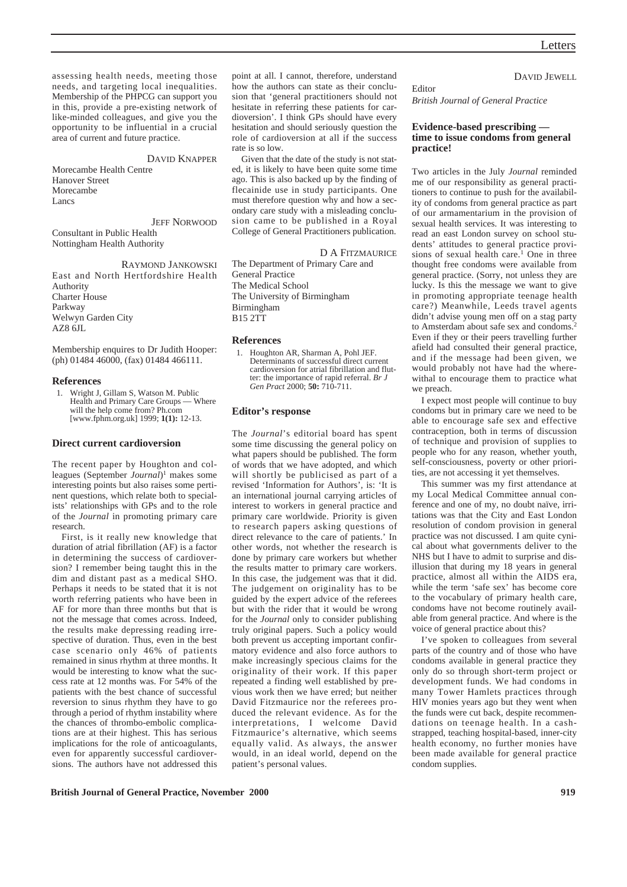assessing health needs, meeting those needs, and targeting local inequalities. Membership of the PHPCG can support you in this, provide a pre-existing network of like-minded colleagues, and give you the opportunity to be influential in a crucial area of current and future practice.

DAVID KNAPPER

Morecambe Health Centre
Hanover Street
Morecambe
Lancs

JEFF NORWOOD

Consultant in Public Health
Nottingham Health Authority

RAYMOND JANKOWSKI

East and North Hertfordshire Health Authority
Charter House
Parkway
Welwyn Garden City
AZ8 6JL

Membership enquires to Dr Judith Hooper: (ph) 01484 46000, (fax) 01484 466111.

### References

1. Wright J, Gillam S, Watson M. Public Health and Primary Care Groups — Where will the help come from? Ph.com [www.fphm.org.uk] 1999; **1(1):** 12-13.

## Direct current cardioversion

The recent paper by Houghton and colleagues (September *Journal*)[1] makes some interesting points but also raises some pertinent questions, which relate both to specialists' relationships with GPs and to the role of the *Journal* in promoting primary care research.

First, is it really new knowledge that duration of atrial fibrillation (AF) is a factor in determining the success of cardioversion? I remember being taught this in the dim and distant past as a medical SHO. Perhaps it needs to be stated that it is not worth referring patients who have been in AF for more than three months but that is not the message that comes across. Indeed, the results make depressing reading irrespective of duration. Thus, even in the best case scenario only 46% of patients remained in sinus rhythm at three months. It would be interesting to know what the success rate at 12 months was. For 54% of the patients with the best chance of successful reversion to sinus rhythm they have to go through a period of rhythm instability where the chances of thrombo-embolic complications are at their highest. This has serious implications for the role of anticoagulants, even for apparently successful cardioversions. The authors have not addressed this point at all. I cannot, therefore, understand how the authors can state as their conclusion that 'general practitioners should not hesitate in referring these patients for cardioversion'. I think GPs should have every hesitation and should seriously question the role of cardioversion at all if the success rate is so low.

Given that the date of the study is not stated, it is likely to have been quite some time ago. This is also backed up by the finding of flecainide use in study participants. One must therefore question why and how a secondary care study with a misleading conclusion came to be published in a Royal College of General Practitioners publication.

D A FITZMAURICE

The Department of Primary Care and General Practice
The Medical School
The University of Birmingham
Birmingham
B15 2TT

### References

1. Houghton AR, Sharman A, Pohl JEF. Determinants of successful direct current cardioversion for atrial fibrillation and flutter: the importance of rapid referral. *Br J Gen Pract* 2000; **50:** 710-711.

## Editor's response

The *Journal*'s editorial board has spent some time discussing the general policy on what papers should be published. The form of words that we have adopted, and which will shortly be publicised as part of a revised 'Information for Authors', is: 'It is an international journal carrying articles of interest to workers in general practice and primary care worldwide. Priority is given to research papers asking questions of direct relevance to the care of patients.' In other words, not whether the research is done by primary care workers but whether the results matter to primary care workers. In this case, the judgement was that it did. The judgement on originality has to be guided by the expert advice of the referees but with the rider that it would be wrong for the *Journal* only to consider publishing truly original papers. Such a policy would both prevent us accepting important confirmatory evidence and also force authors to make increasingly specious claims for the originality of their work. If this paper repeated a finding well established by previous work then we have erred; but neither David Fitzmaurice nor the referees produced the relevant evidence. As for the interpretations, I welcome David Fitzmaurice's alternative, which seems equally valid. As always, the answer would, in an ideal world, depend on the patient's personal values.

DAVID JEWELL

Editor
*British Journal of General Practice*

## Evidence-based prescribing — time to issue condoms from general practice!

Two articles in the July *Journal* reminded me of our responsibility as general practitioners to continue to push for the availability of condoms from general practice as part of our armamentarium in the provision of sexual health services. It was interesting to read an east London survey on school students' attitudes to general practice provisions of sexual health care.[1] One in three thought free condoms were available from general practice. (Sorry, not unless they are lucky. Is this the message we want to give in promoting appropriate teenage health care?) Meanwhile, Leeds travel agents didn't advise young men off on a stag party to Amsterdam about safe sex and condoms.[2] Even if they or their peers travelling further afield had consulted their general practice, and if the message had been given, we would probably not have had the wherewithal to encourage them to practice what we preach.

I expect most people will continue to buy condoms but in primary care we need to be able to encourage safe sex and effective contraception, both in terms of discussion of technique and provision of supplies to people who for any reason, whether youth, self-consciousness, poverty or other priorities, are not accessing it yet themselves.

This summer was my first attendance at my Local Medical Committee annual conference and one of my, no doubt naïve, irritations was that the City and East London resolution of condom provision in general practice was not discussed. I am quite cynical about what governments deliver to the NHS but I have to admit to surprise and disillusion that during my 18 years in general practice, almost all within the AIDS era, while the term 'safe sex' has become core to the vocabulary of primary health care, condoms have not become routinely available from general practice. And where is the voice of general practice about this?

I've spoken to colleagues from several parts of the country and of those who have condoms available in general practice they only do so through short-term project or development funds. We had condoms in many Tower Hamlets practices through HIV monies years ago but they went when the funds were cut back, despite recommendations on teenage health. In a cash-strapped, teaching hospital-based, inner-city health economy, no further monies have been made available for general practice condom supplies.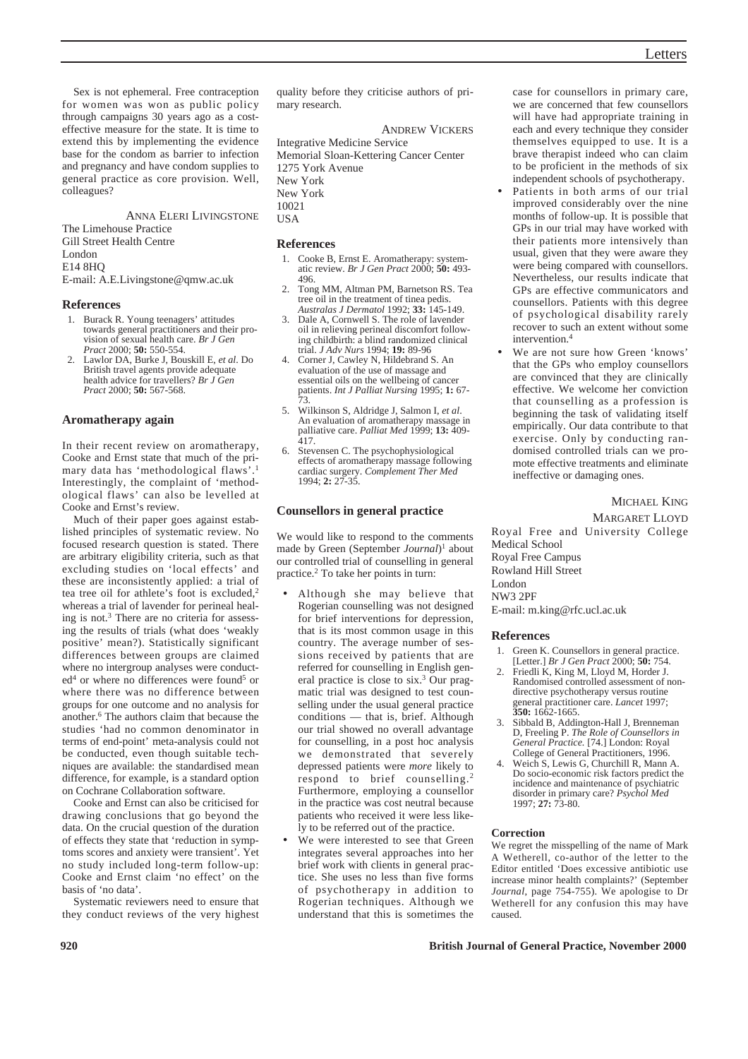Sex is not ephemeral. Free contraception for women was won as public policy through campaigns 30 years ago as a cost-effective measure for the state. It is time to extend this by implementing the evidence base for the condom as barrier to infection and pregnancy and have condom supplies to general practice as core provision. Well, colleagues?

ANNA ELERI LIVINGSTONE

The Limehouse Practice
Gill Street Health Centre
London
E14 8HQ
E-mail: A.E.Livingstone@qmw.ac.uk

### References

1. Burack R. Young teenagers' attitudes towards general practitioners and their provision of sexual health care. *Br J Gen Pract* 2000; **50:** 550-554.
2. Lawlor DA, Burke J, Bouskill E, *et al*. Do British travel agents provide adequate health advice for travellers? *Br J Gen Pract* 2000; **50:** 567-568.

## Aromatherapy again

In their recent review on aromatherapy, Cooke and Ernst state that much of the primary data has 'methodological flaws'.[1] Interestingly, the complaint of 'methodological flaws' can also be levelled at Cooke and Ernst's review.

Much of their paper goes against established principles of systematic review. No focused research question is stated. There are arbitrary eligibility criteria, such as that excluding studies on 'local effects' and these are inconsistently applied: a trial of tea tree oil for athlete's foot is excluded,[2] whereas a trial of lavender for perineal healing is not.[3] There are no criteria for assessing the results of trials (what does 'weakly positive' mean?). Statistically significant differences between groups are claimed where no intergroup analyses were conducted[4] or where no differences were found[5] or where there was no difference between groups for one outcome and no analysis for another.[6] The authors claim that because the studies 'had no common denominator in terms of end-point' meta-analysis could not be conducted, even though suitable techniques are available: the standardised mean difference, for example, is a standard option on Cochrane Collaboration software.

Cooke and Ernst can also be criticised for drawing conclusions that go beyond the data. On the crucial question of the duration of effects they state that 'reduction in symptoms scores and anxiety were transient'. Yet no study included long-term follow-up: Cooke and Ernst claim 'no effect' on the basis of 'no data'.

Systematic reviewers need to ensure that they conduct reviews of the very highest quality before they criticise authors of primary research.

ANDREW VICKERS

Integrative Medicine Service
Memorial Sloan-Kettering Cancer Center
1275 York Avenue
New York
New York
10021
USA

### References

1. Cooke B, Ernst E. Aromatherapy: systematic review. *Br J Gen Pract* 2000; **50:** 493-496.
2. Tong MM, Altman PM, Barnetson RS. Tea tree oil in the treatment of tinea pedis. *Australas J Dermatol* 1992; **33:** 145-149.
3. Dale A, Cornwell S. The role of lavender oil in relieving perineal discomfort following childbirth: a blind randomized clinical trial. *J Adv Nurs* 1994; **19:** 89-96
4. Corner J, Cawley N, Hildebrand S. An evaluation of the use of massage and essential oils on the wellbeing of cancer patients. *Int J Palliat Nursing* 1995; **1:** 67-73.
5. Wilkinson S, Aldridge J, Salmon I, *et al*. An evaluation of aromatherapy massage in palliative care. *Palliat Med* 1999; **13:** 409-417.
6. Stevensen C. The psychophysiological effects of aromatherapy massage following cardiac surgery. *Complement Ther Med* 1994; **2:** 27-35.

## Counsellors in general practice

We would like to respond to the comments made by Green (September *Journal*)[1] about our controlled trial of counselling in general practice.[2] To take her points in turn:

- Although she may believe that Rogerian counselling was not designed for brief interventions for depression, that is its most common usage in this country. The average number of sessions received by patients that are referred for counselling in English general practice is close to six.[3] Our pragmatic trial was designed to test counselling under the usual general practice conditions — that is, brief. Although our trial showed no overall advantage for counselling, in a post hoc analysis we demonstrated that severely depressed patients were *more* likely to respond to brief counselling.[2] Furthermore, employing a counsellor in the practice was cost neutral because patients who received it were less likely to be referred out of the practice.
- We were interested to see that Green integrates several approaches into her brief work with clients in general practice. She uses no less than five forms of psychotherapy in addition to Rogerian techniques. Although we understand that this is sometimes the case for counsellors in primary care, we are concerned that few counsellors will have had appropriate training in each and every technique they consider themselves equipped to use. It is a brave therapist indeed who can claim to be proficient in the methods of six independent schools of psychotherapy.
- Patients in both arms of our trial improved considerably over the nine months of follow-up. It is possible that GPs in our trial may have worked with their patients more intensively than usual, given that they were aware they were being compared with counsellors. Nevertheless, our results indicate that GPs are effective communicators and counsellors. Patients with this degree of psychological disability rarely recover to such an extent without some intervention.[4]
- We are not sure how Green 'knows' that the GPs who employ counsellors are convinced that they are clinically effective. We welcome her conviction that counselling as a profession is beginning the task of validating itself empirically. Our data contribute to that exercise. Only by conducting randomised controlled trials can we promote effective treatments and eliminate ineffective or damaging ones.

MICHAEL KING

MARGARET LLOYD

Royal Free and University College Medical School
Royal Free Campus
Rowland Hill Street
London
NW3 2PF
E-mail: m.king@rfc.ucl.ac.uk

### References

1. Green K. Counsellors in general practice. [Letter.] *Br J Gen Pract* 2000; **50:** 754.
2. Friedli K, King M, Lloyd M, Horder J. Randomised controlled assessment of non-directive psychotherapy versus routine general practitioner care. *Lancet* 1997; **350:** 1662-1665.
3. Sibbald B, Addington-Hall J, Brenneman D, Freeling P. *The Role of Counsellors in General Practice.* [74.] London: Royal College of General Practitioners, 1996.
4. Weich S, Lewis G, Churchill R, Mann A. Do socio-economic risk factors predict the incidence and maintenance of psychiatric disorder in primary care? *Psychol Med* 1997; **27:** 73-80.

### Correction

We regret the misspelling of the name of Mark A Wetherell, co-author of the letter to the Editor entitled 'Does excessive antibiotic use increase minor health complaints?' (September *Journal*, page 754-755). We apologise to Dr Wetherell for any confusion this may have caused.